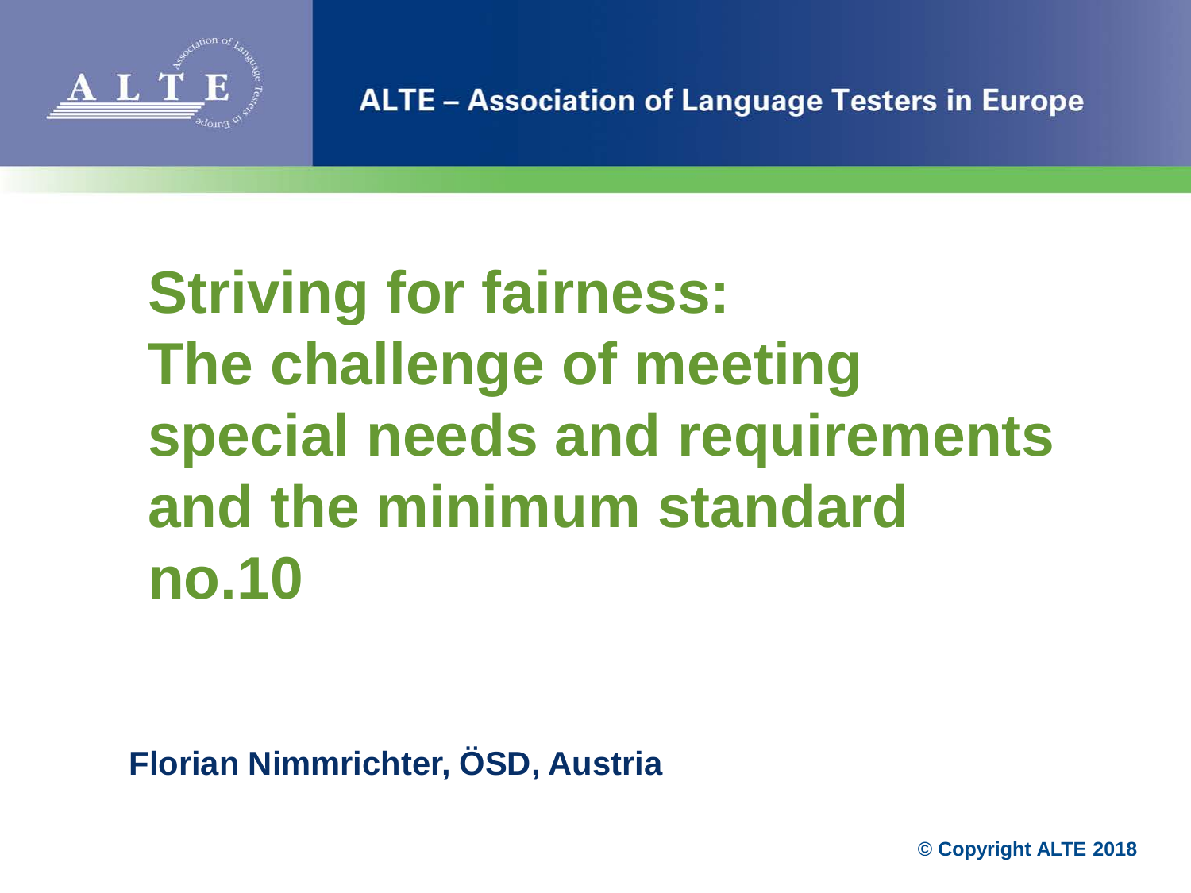ALTE – Association of Language Testers in Europe

# Striving for fairness: The challenge of meeting special needs and requirements and the minimum standard no.10

**Florian Nimmrichter, ÖSD, Austria**

© Copyright ALTE 2018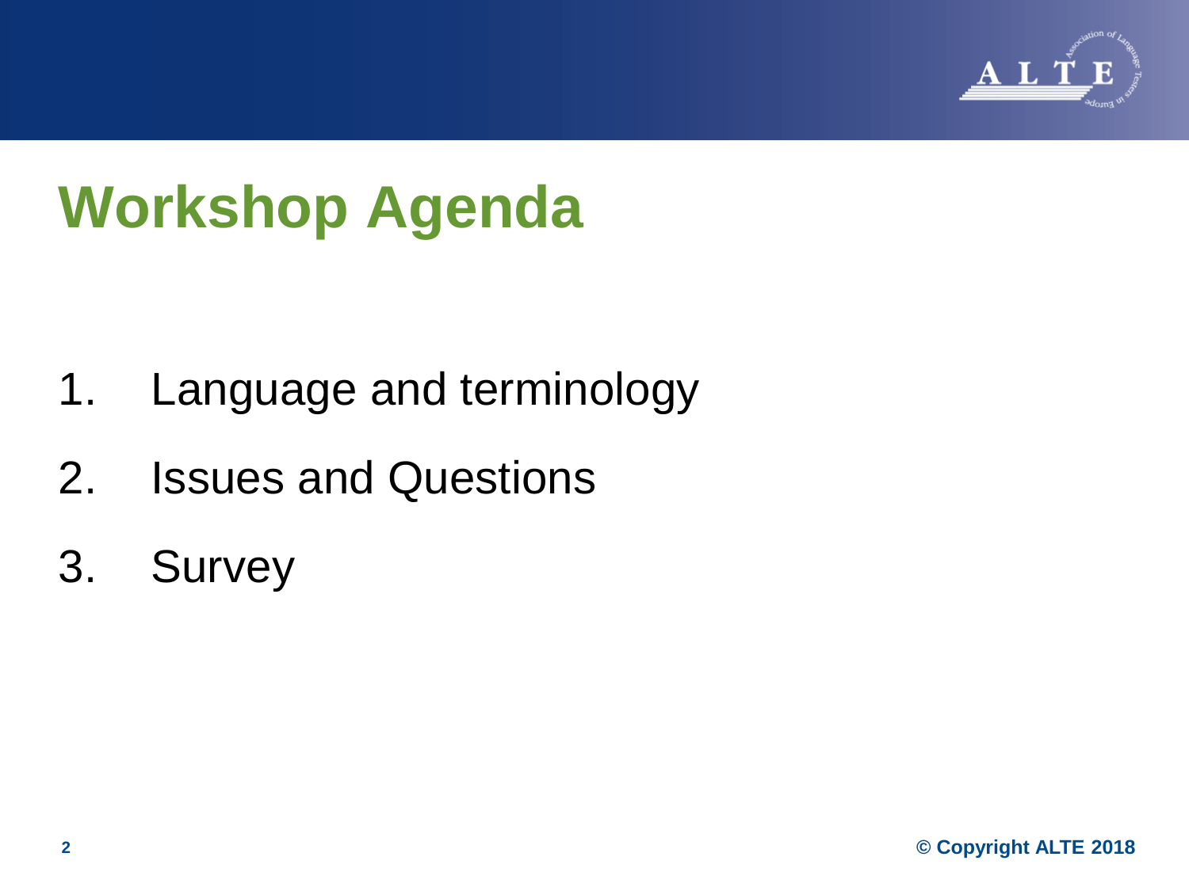# Workshop Agenda

1. Language and terminology
2. Issues and Questions
3. Survey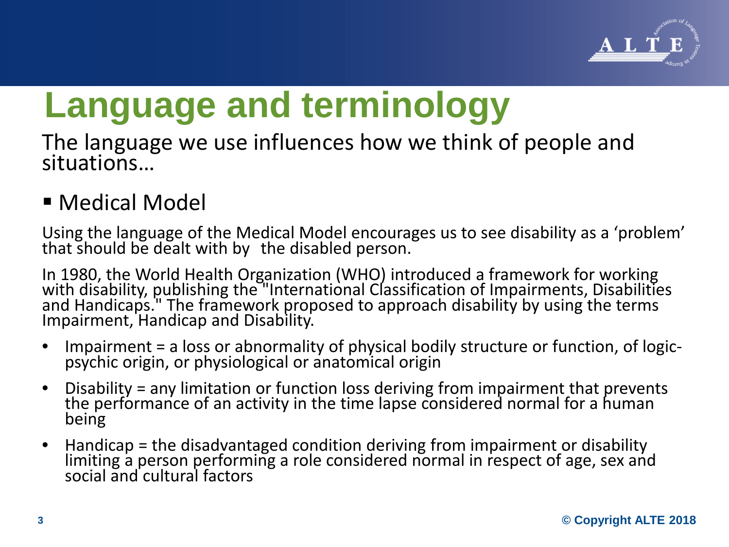# Language and terminology

The language we use influences how we think of people and situations…

- Medical Model

Using the language of the Medical Model encourages us to see disability as a 'problem' that should be dealt with by the disabled person.

In 1980, the World Health Organization (WHO) introduced a framework for working with disability, publishing the "International Classification of Impairments, Disabilities and Handicaps." The framework proposed to approach disability by using the terms Impairment, Handicap and Disability.

- Impairment = a loss or abnormality of physical bodily structure or function, of logic-psychic origin, or physiological or anatomical origin
- Disability = any limitation or function loss deriving from impairment that prevents the performance of an activity in the time lapse considered normal for a human being
- Handicap = the disadvantaged condition deriving from impairment or disability limiting a person performing a role considered normal in respect of age, sex and social and cultural factors

© Copyright ALTE 2018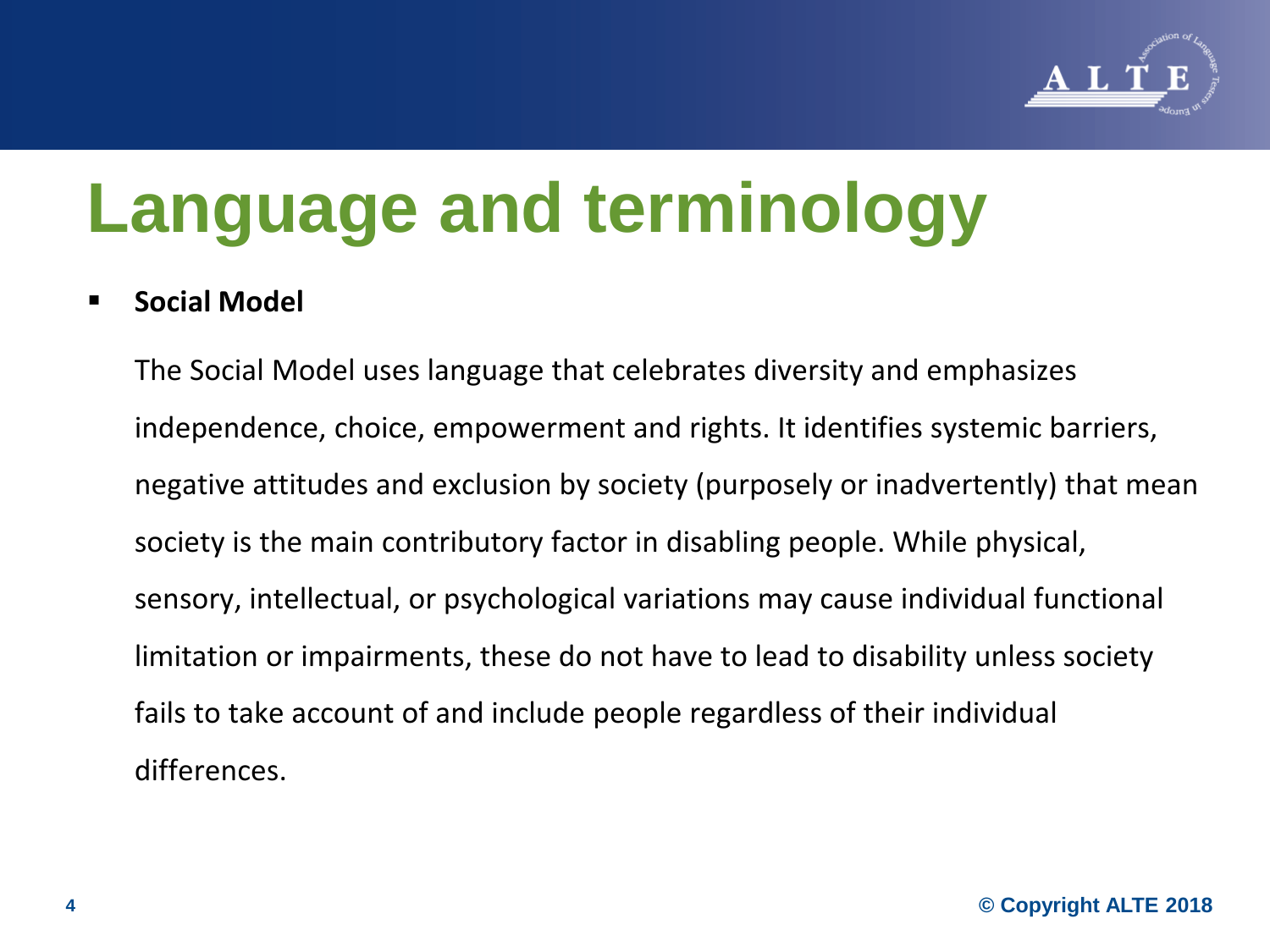# Language and terminology

- **Social Model**

  The Social Model uses language that celebrates diversity and emphasizes independence, choice, empowerment and rights. It identifies systemic barriers, negative attitudes and exclusion by society (purposely or inadvertently) that mean society is the main contributory factor in disabling people. While physical, sensory, intellectual, or psychological variations may cause individual functional limitation or impairments, these do not have to lead to disability unless society fails to take account of and include people regardless of their individual differences.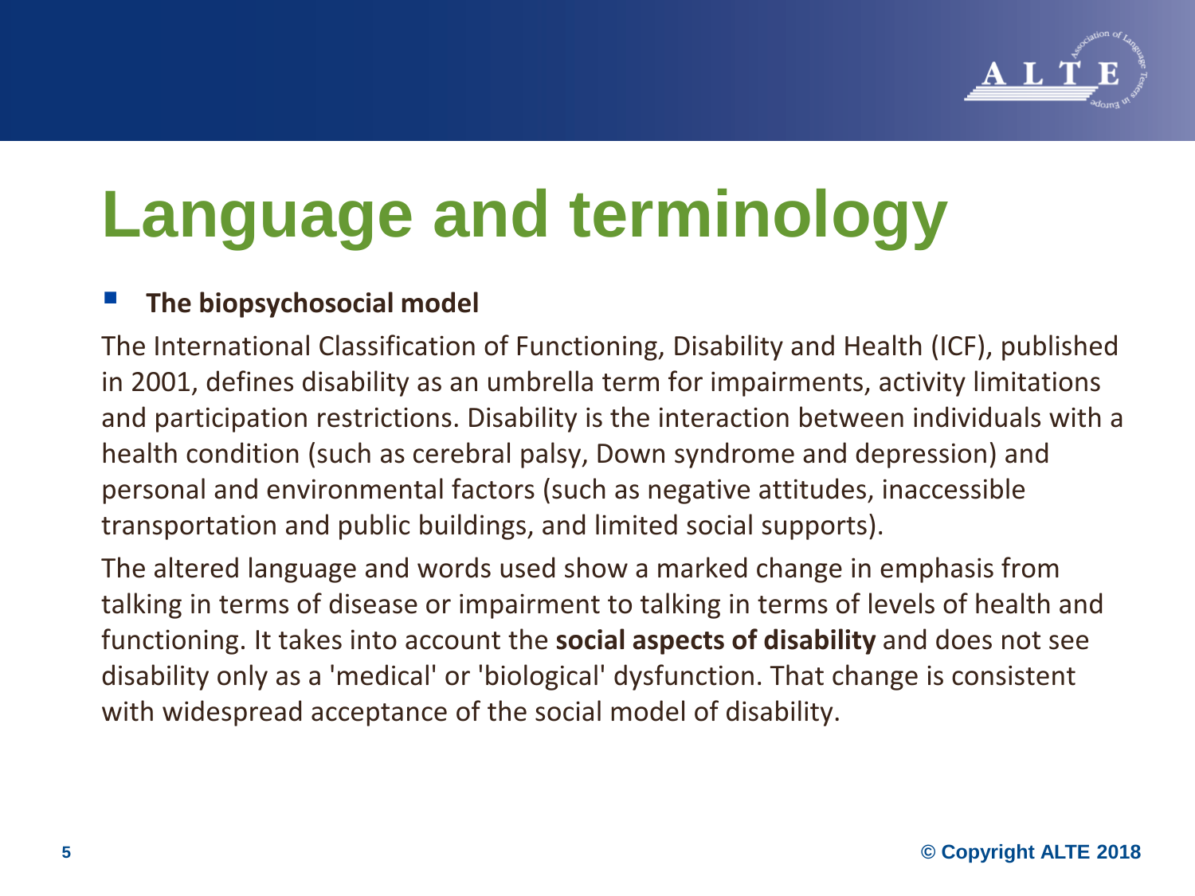# Language and terminology

- **The biopsychosocial model**

The International Classification of Functioning, Disability and Health (ICF), published in 2001, defines disability as an umbrella term for impairments, activity limitations and participation restrictions. Disability is the interaction between individuals with a health condition (such as cerebral palsy, Down syndrome and depression) and personal and environmental factors (such as negative attitudes, inaccessible transportation and public buildings, and limited social supports).

The altered language and words used show a marked change in emphasis from talking in terms of disease or impairment to talking in terms of levels of health and functioning. It takes into account the **social aspects of disability** and does not see disability only as a 'medical' or 'biological' dysfunction. That change is consistent with widespread acceptance of the social model of disability.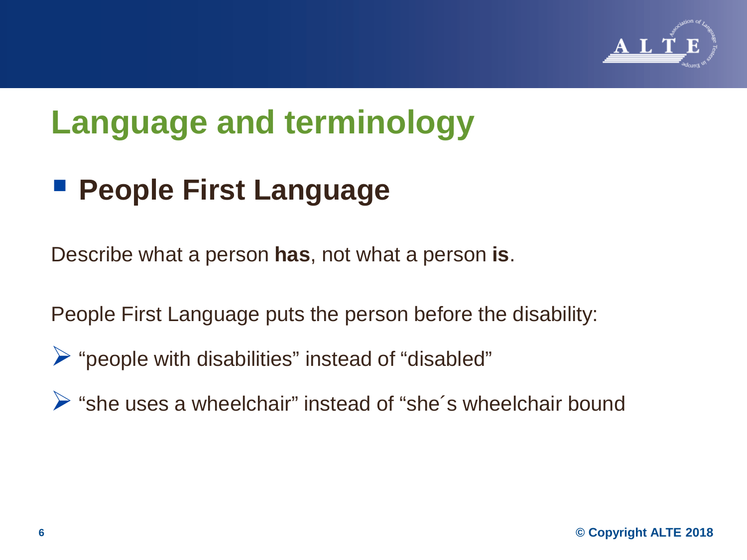# Language and terminology

## People First Language

Describe what a person **has**, not what a person **is**.

People First Language puts the person before the disability:

- "people with disabilities" instead of "disabled"
- "she uses a wheelchair" instead of "she´s wheelchair bound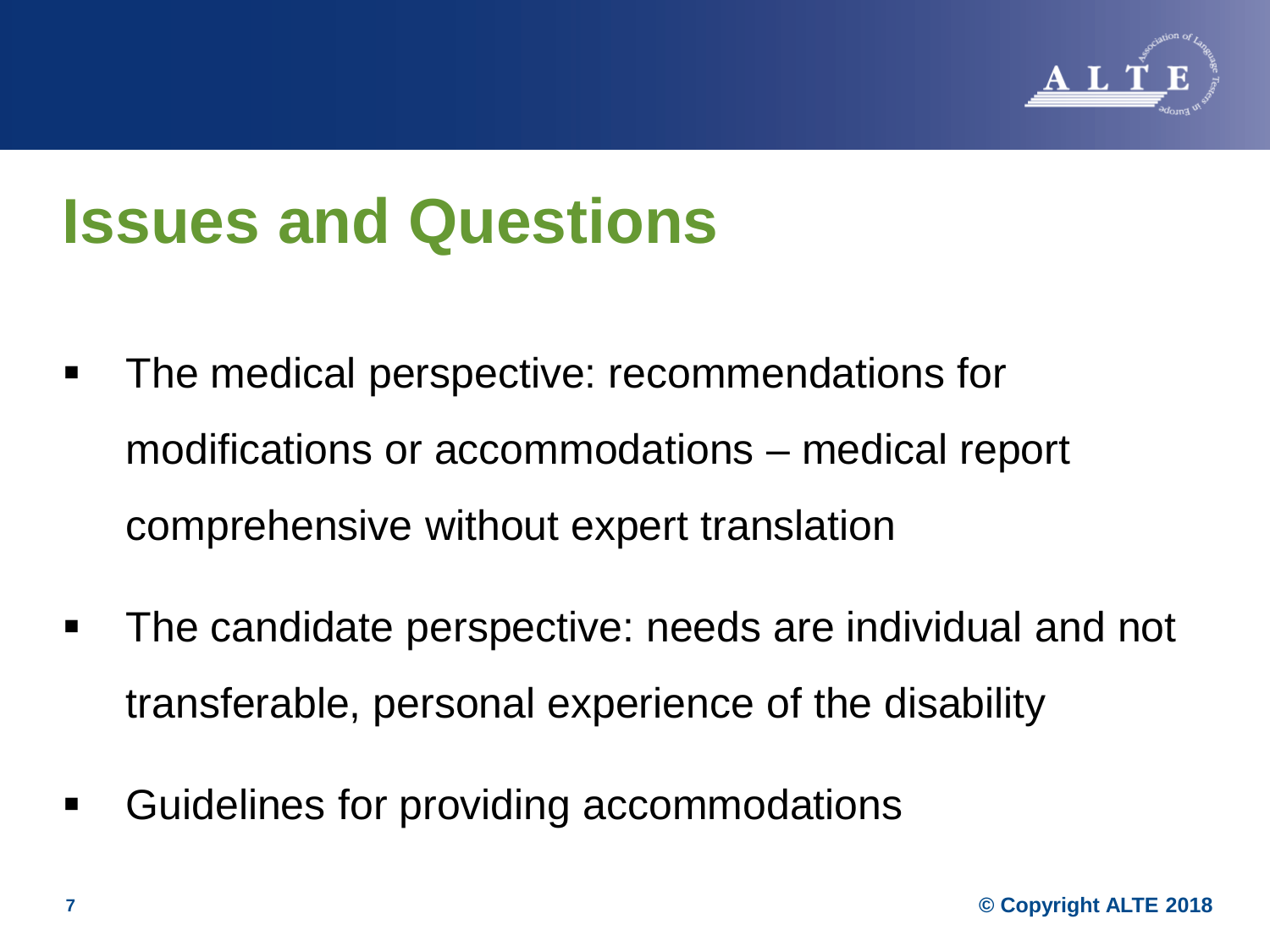# Issues and Questions

- The medical perspective: recommendations for modifications or accommodations – medical report comprehensive without expert translation
- The candidate perspective: needs are individual and not transferable, personal experience of the disability
- Guidelines for providing accommodations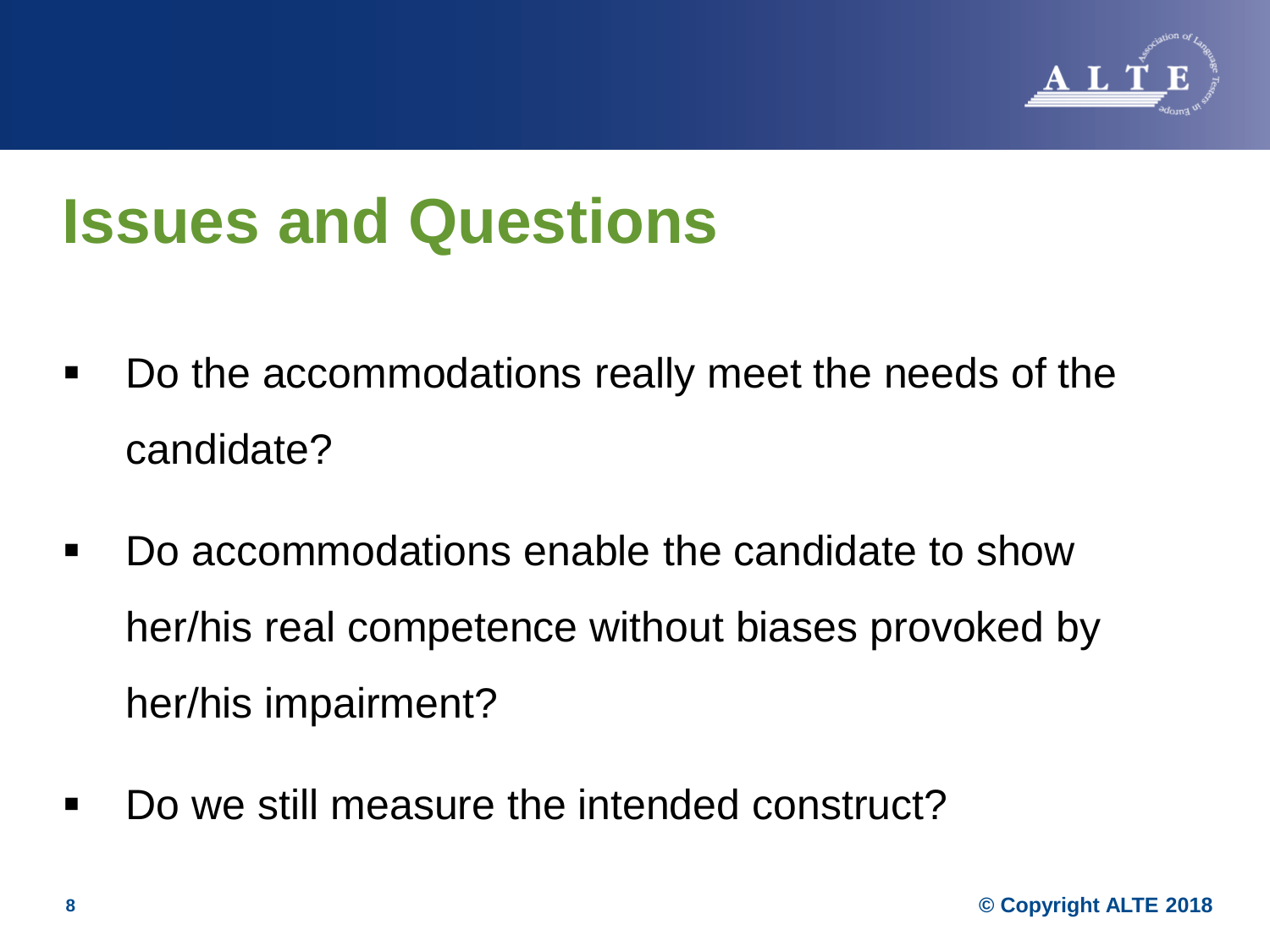# Issues and Questions

- Do the accommodations really meet the needs of the candidate?
- Do accommodations enable the candidate to show her/his real competence without biases provoked by her/his impairment?
- Do we still measure the intended construct?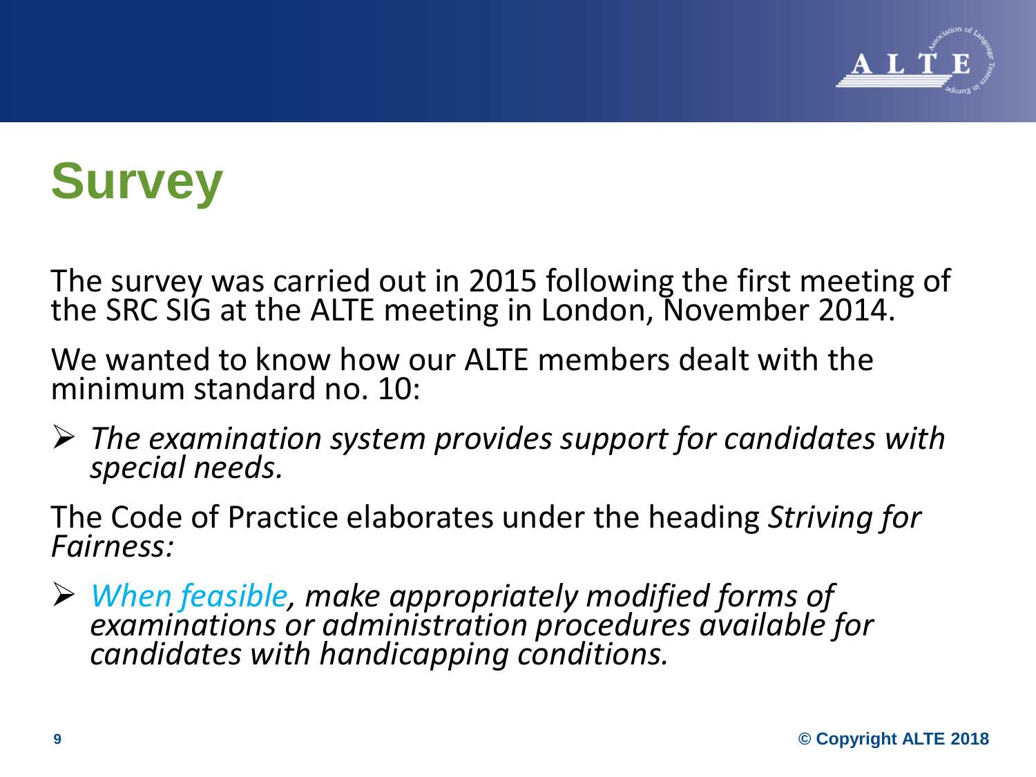# Survey

The survey was carried out in 2015 following the first meeting of the SRC SIG at the ALTE meeting in London, November 2014.

We wanted to know how our ALTE members dealt with the minimum standard no. 10:

- *The examination system provides support for candidates with special needs.*

The Code of Practice elaborates under the heading *Striving for Fairness:*

- *When feasible, make appropriately modified forms of examinations or administration procedures available for candidates with handicapping conditions.*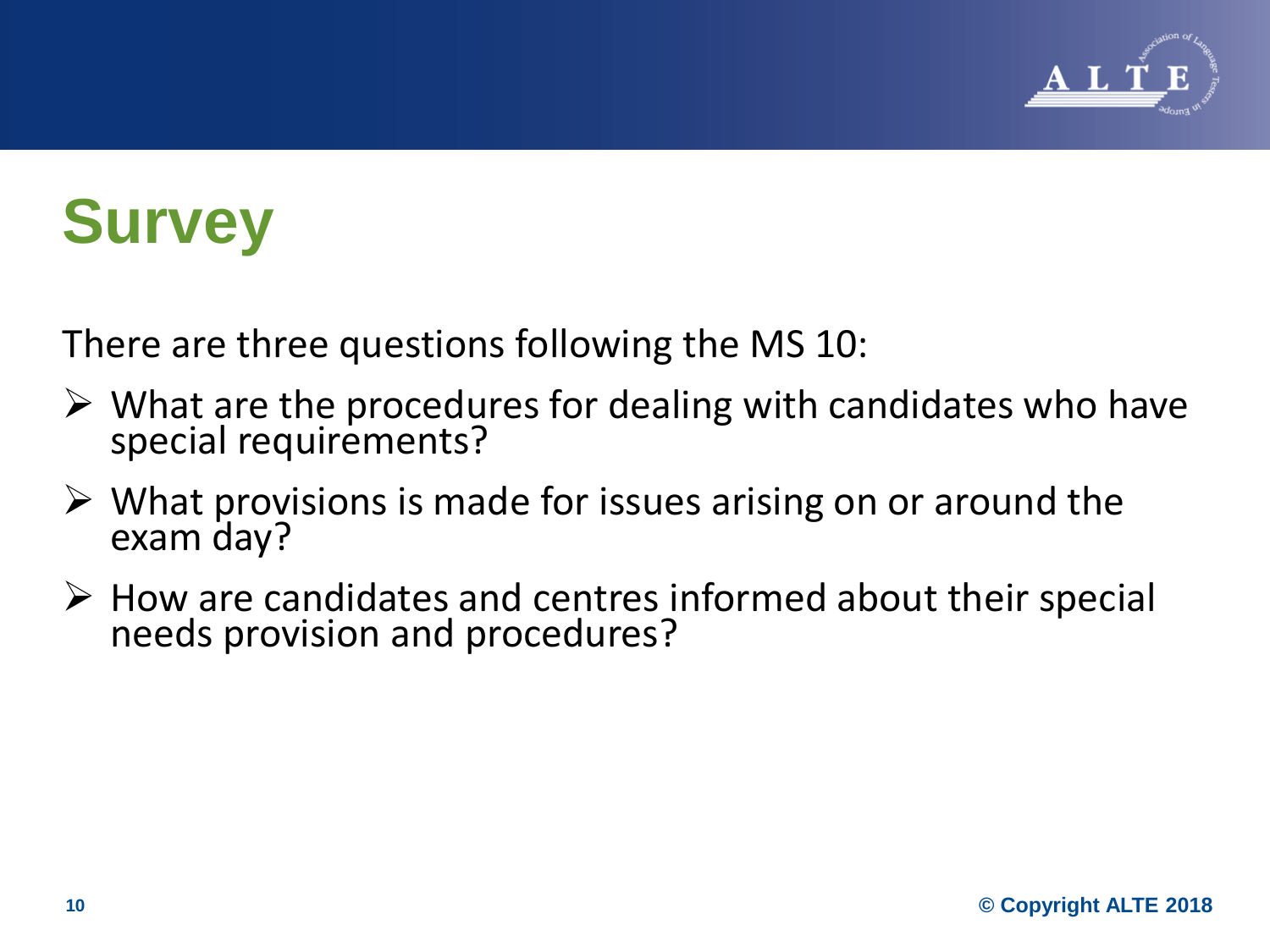# Survey

There are three questions following the MS 10:

- What are the procedures for dealing with candidates who have special requirements?
- What provisions is made for issues arising on or around the exam day?
- How are candidates and centres informed about their special needs provision and procedures?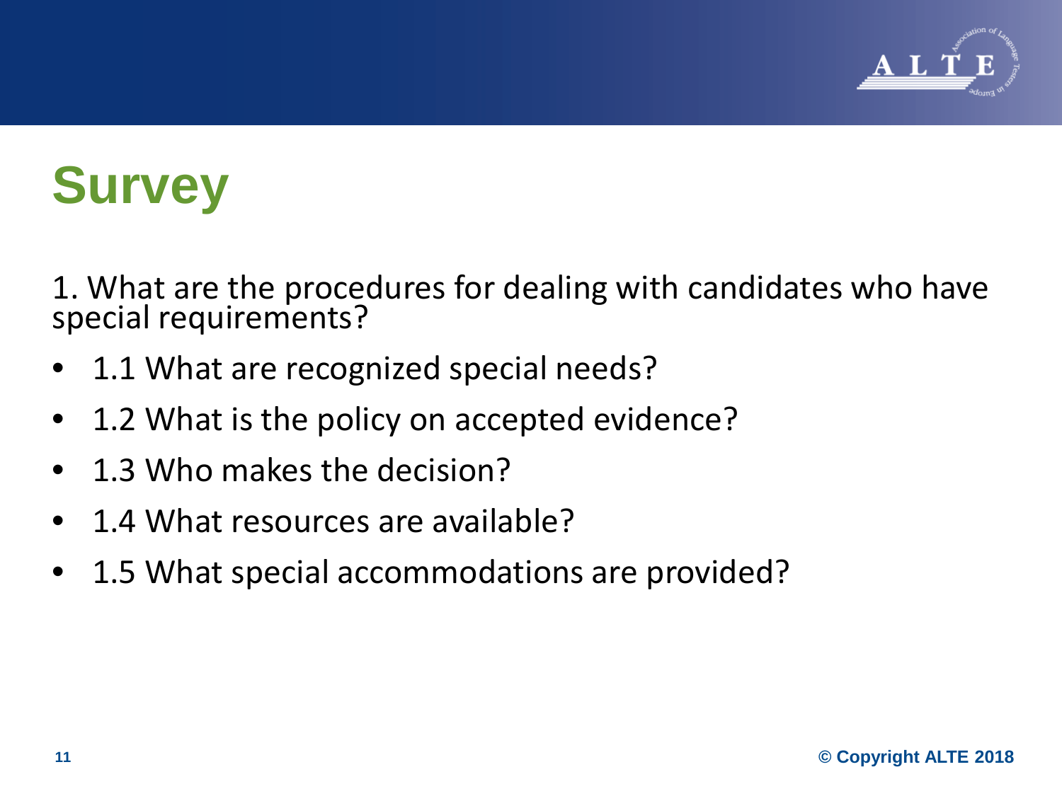# Survey

1. What are the procedures for dealing with candidates who have special requirements?

- 1.1 What are recognized special needs?
- 1.2 What is the policy on accepted evidence?
- 1.3 Who makes the decision?
- 1.4 What resources are available?
- 1.5 What special accommodations are provided?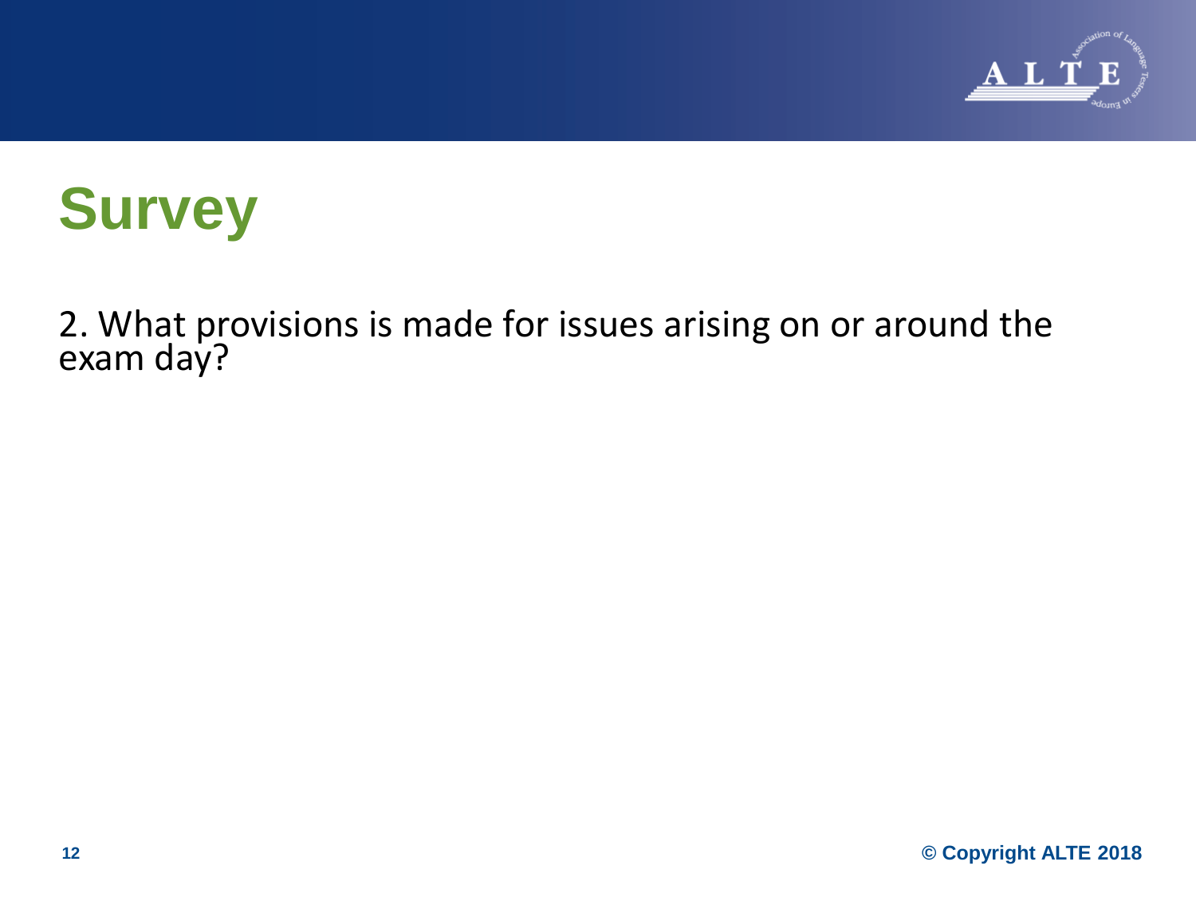# Survey

2. What provisions is made for issues arising on or around the exam day?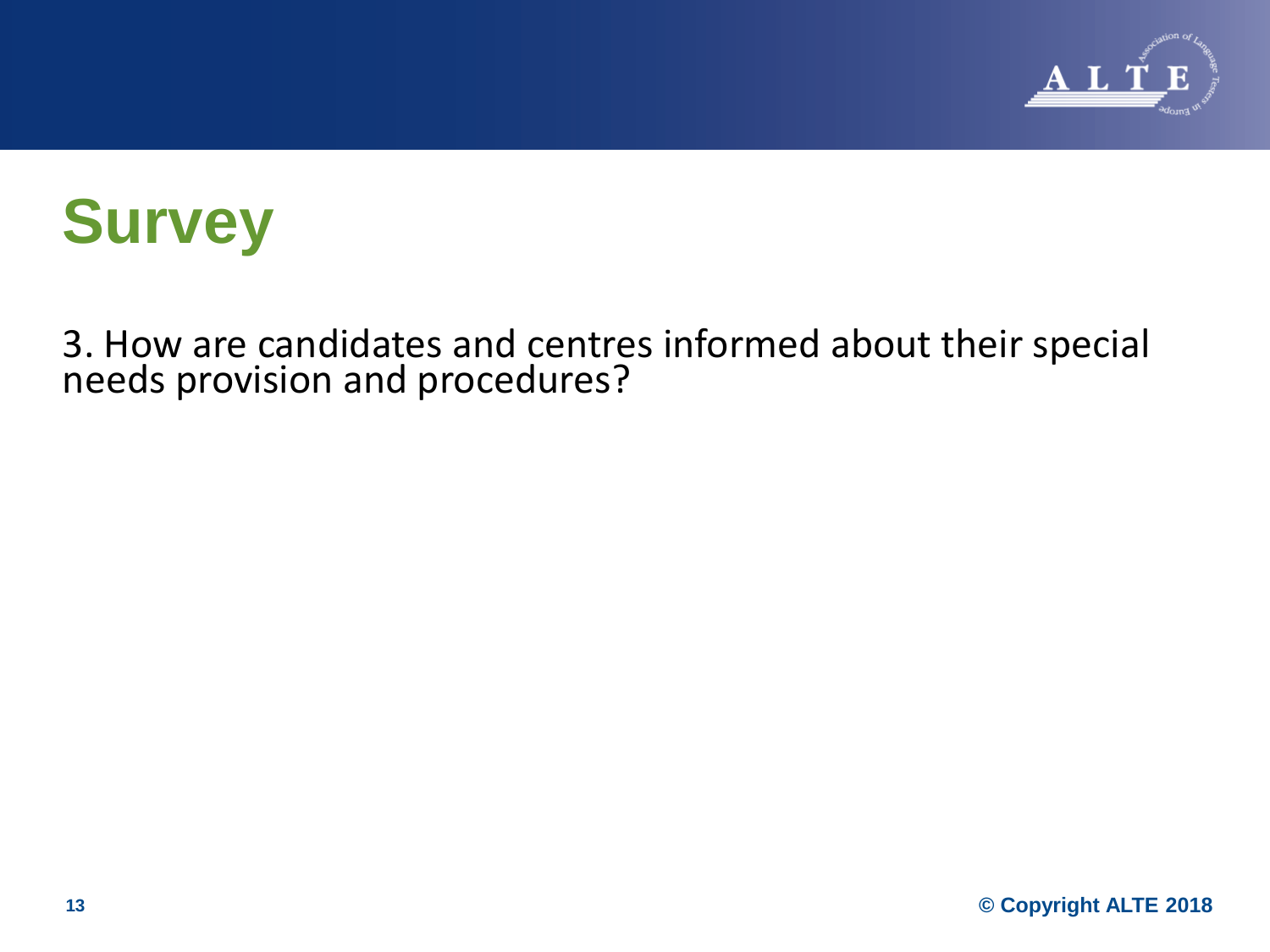# Survey

3. How are candidates and centres informed about their special needs provision and procedures?